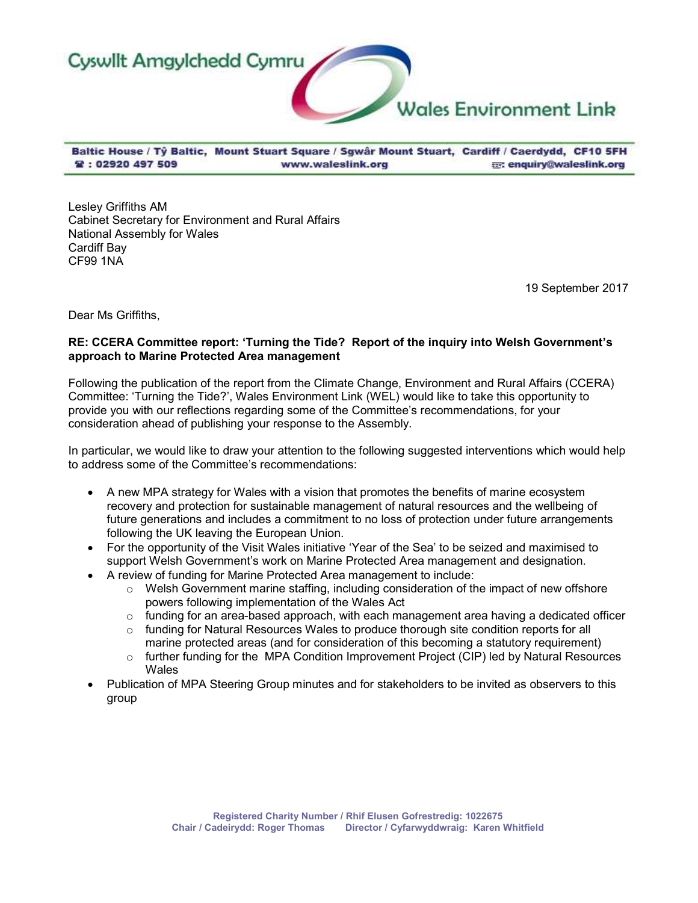Cyswllt Amgylchedd Cymru

Wales Environment Link

Baltic House / Tŷ Baltic, Mount Stuart Square / Sgwâr Mount Stuart, Cardiff / Caerdydd, CF10 5FH
☎ : 02920 497 509 www.waleslink.org ✉: enquiry@waleslink.org

Lesley Griffiths AM
Cabinet Secretary for Environment and Rural Affairs
National Assembly for Wales
Cardiff Bay
CF99 1NA

19 September 2017

Dear Ms Griffiths,

**RE: CCERA Committee report: 'Turning the Tide? Report of the inquiry into Welsh Government's approach to Marine Protected Area management**

Following the publication of the report from the Climate Change, Environment and Rural Affairs (CCERA) Committee: 'Turning the Tide?', Wales Environment Link (WEL) would like to take this opportunity to provide you with our reflections regarding some of the Committee's recommendations, for your consideration ahead of publishing your response to the Assembly.

In particular, we would like to draw your attention to the following suggested interventions which would help to address some of the Committee's recommendations:

- A new MPA strategy for Wales with a vision that promotes the benefits of marine ecosystem recovery and protection for sustainable management of natural resources and the wellbeing of future generations and includes a commitment to no loss of protection under future arrangements following the UK leaving the European Union.
- For the opportunity of the Visit Wales initiative 'Year of the Sea' to be seized and maximised to support Welsh Government's work on Marine Protected Area management and designation.
- A review of funding for Marine Protected Area management to include:
  - Welsh Government marine staffing, including consideration of the impact of new offshore powers following implementation of the Wales Act
  - funding for an area-based approach, with each management area having a dedicated officer
  - funding for Natural Resources Wales to produce thorough site condition reports for all marine protected areas (and for consideration of this becoming a statutory requirement)
  - further funding for the MPA Condition Improvement Project (CIP) led by Natural Resources Wales
- Publication of MPA Steering Group minutes and for stakeholders to be invited as observers to this group

Registered Charity Number / Rhif Elusen Gofrestredig: 1022675
Chair / Cadeirydd: Roger Thomas Director / Cyfarwyddwraig: Karen Whitfield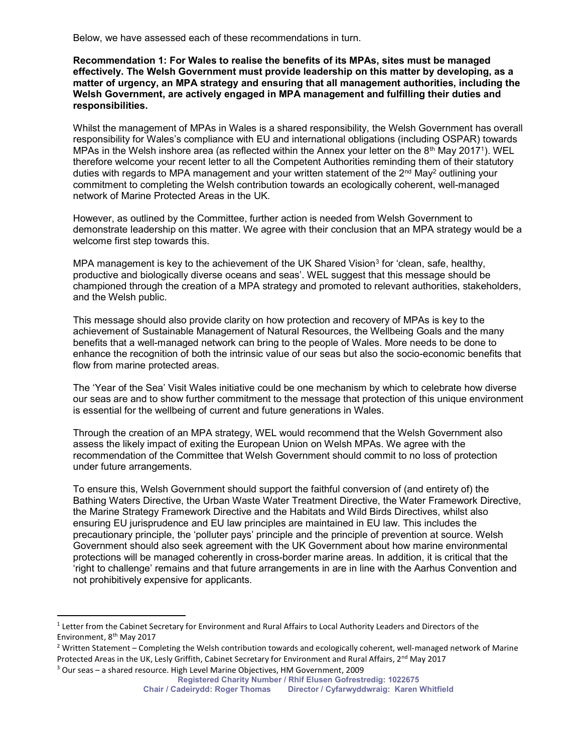Below, we have assessed each of these recommendations in turn.

**Recommendation 1: For Wales to realise the benefits of its MPAs, sites must be managed effectively. The Welsh Government must provide leadership on this matter by developing, as a matter of urgency, an MPA strategy and ensuring that all management authorities, including the Welsh Government, are actively engaged in MPA management and fulfilling their duties and responsibilities.**

Whilst the management of MPAs in Wales is a shared responsibility, the Welsh Government has overall responsibility for Wales's compliance with EU and international obligations (including OSPAR) towards MPAs in the Welsh inshore area (as reflected within the Annex your letter on the 8th May 2017[1]). WEL therefore welcome your recent letter to all the Competent Authorities reminding them of their statutory duties with regards to MPA management and your written statement of the 2nd May[2] outlining your commitment to completing the Welsh contribution towards an ecologically coherent, well-managed network of Marine Protected Areas in the UK.

However, as outlined by the Committee, further action is needed from Welsh Government to demonstrate leadership on this matter. We agree with their conclusion that an MPA strategy would be a welcome first step towards this.

MPA management is key to the achievement of the UK Shared Vision[3] for 'clean, safe, healthy, productive and biologically diverse oceans and seas'. WEL suggest that this message should be championed through the creation of a MPA strategy and promoted to relevant authorities, stakeholders, and the Welsh public.

This message should also provide clarity on how protection and recovery of MPAs is key to the achievement of Sustainable Management of Natural Resources, the Wellbeing Goals and the many benefits that a well-managed network can bring to the people of Wales. More needs to be done to enhance the recognition of both the intrinsic value of our seas but also the socio-economic benefits that flow from marine protected areas.

The 'Year of the Sea' Visit Wales initiative could be one mechanism by which to celebrate how diverse our seas are and to show further commitment to the message that protection of this unique environment is essential for the wellbeing of current and future generations in Wales.

Through the creation of an MPA strategy, WEL would recommend that the Welsh Government also assess the likely impact of exiting the European Union on Welsh MPAs. We agree with the recommendation of the Committee that Welsh Government should commit to no loss of protection under future arrangements.

To ensure this, Welsh Government should support the faithful conversion of (and entirety of) the Bathing Waters Directive, the Urban Waste Water Treatment Directive, the Water Framework Directive, the Marine Strategy Framework Directive and the Habitats and Wild Birds Directives, whilst also ensuring EU jurisprudence and EU law principles are maintained in EU law. This includes the precautionary principle, the 'polluter pays' principle and the principle of prevention at source. Welsh Government should also seek agreement with the UK Government about how marine environmental protections will be managed coherently in cross-border marine areas. In addition, it is critical that the 'right to challenge' remains and that future arrangements in are in line with the Aarhus Convention and not prohibitively expensive for applicants.

---

[1] Letter from the Cabinet Secretary for Environment and Rural Affairs to Local Authority Leaders and Directors of the Environment, 8th May 2017

[2] Written Statement – Completing the Welsh contribution towards and ecologically coherent, well-managed network of Marine Protected Areas in the UK, Lesly Griffith, Cabinet Secretary for Environment and Rural Affairs, 2nd May 2017

[3] Our seas – a shared resource. High Level Marine Objectives, HM Government, 2009

**Registered Charity Number / Rhif Elusen Gofrestredig: 1022675**
**Chair / Cadeirydd: Roger Thomas Director / Cyfarwyddwraig: Karen Whitfield**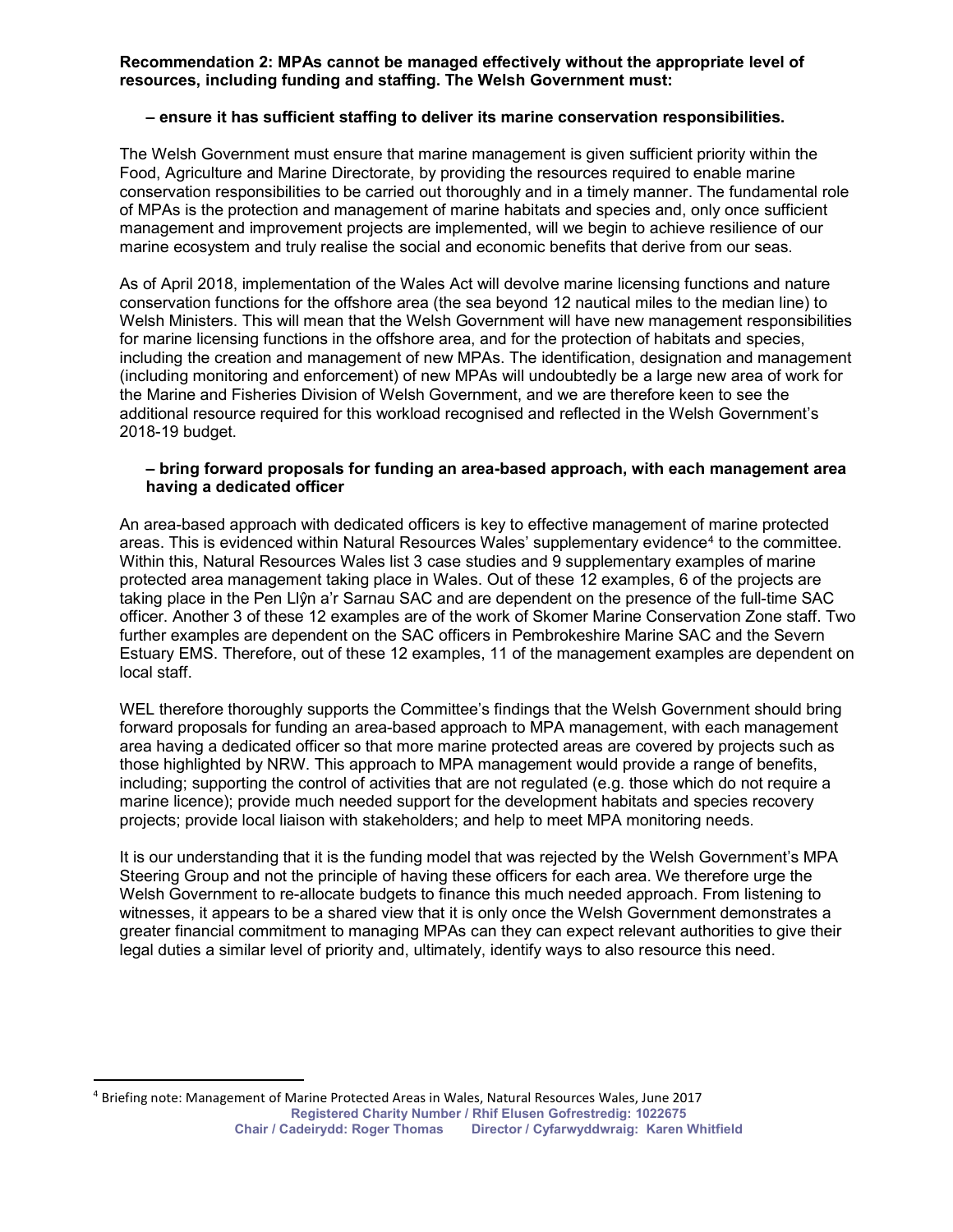**Recommendation 2: MPAs cannot be managed effectively without the appropriate level of resources, including funding and staffing. The Welsh Government must:**

**– ensure it has sufficient staffing to deliver its marine conservation responsibilities.**

The Welsh Government must ensure that marine management is given sufficient priority within the Food, Agriculture and Marine Directorate, by providing the resources required to enable marine conservation responsibilities to be carried out thoroughly and in a timely manner. The fundamental role of MPAs is the protection and management of marine habitats and species and, only once sufficient management and improvement projects are implemented, will we begin to achieve resilience of our marine ecosystem and truly realise the social and economic benefits that derive from our seas.

As of April 2018, implementation of the Wales Act will devolve marine licensing functions and nature conservation functions for the offshore area (the sea beyond 12 nautical miles to the median line) to Welsh Ministers. This will mean that the Welsh Government will have new management responsibilities for marine licensing functions in the offshore area, and for the protection of habitats and species, including the creation and management of new MPAs. The identification, designation and management (including monitoring and enforcement) of new MPAs will undoubtedly be a large new area of work for the Marine and Fisheries Division of Welsh Government, and we are therefore keen to see the additional resource required for this workload recognised and reflected in the Welsh Government's 2018-19 budget.

**– bring forward proposals for funding an area-based approach, with each management area having a dedicated officer**

An area-based approach with dedicated officers is key to effective management of marine protected areas. This is evidenced within Natural Resources Wales' supplementary evidence[4] to the committee. Within this, Natural Resources Wales list 3 case studies and 9 supplementary examples of marine protected area management taking place in Wales. Out of these 12 examples, 6 of the projects are taking place in the Pen Llŷn a'r Sarnau SAC and are dependent on the presence of the full-time SAC officer. Another 3 of these 12 examples are of the work of Skomer Marine Conservation Zone staff. Two further examples are dependent on the SAC officers in Pembrokeshire Marine SAC and the Severn Estuary EMS. Therefore, out of these 12 examples, 11 of the management examples are dependent on local staff.

WEL therefore thoroughly supports the Committee's findings that the Welsh Government should bring forward proposals for funding an area-based approach to MPA management, with each management area having a dedicated officer so that more marine protected areas are covered by projects such as those highlighted by NRW. This approach to MPA management would provide a range of benefits, including; supporting the control of activities that are not regulated (e.g. those which do not require a marine licence); provide much needed support for the development habitats and species recovery projects; provide local liaison with stakeholders; and help to meet MPA monitoring needs.

It is our understanding that it is the funding model that was rejected by the Welsh Government's MPA Steering Group and not the principle of having these officers for each area. We therefore urge the Welsh Government to re-allocate budgets to finance this much needed approach. From listening to witnesses, it appears to be a shared view that it is only once the Welsh Government demonstrates a greater financial commitment to managing MPAs can they can expect relevant authorities to give their legal duties a similar level of priority and, ultimately, identify ways to also resource this need.

[4] Briefing note: Management of Marine Protected Areas in Wales, Natural Resources Wales, June 2017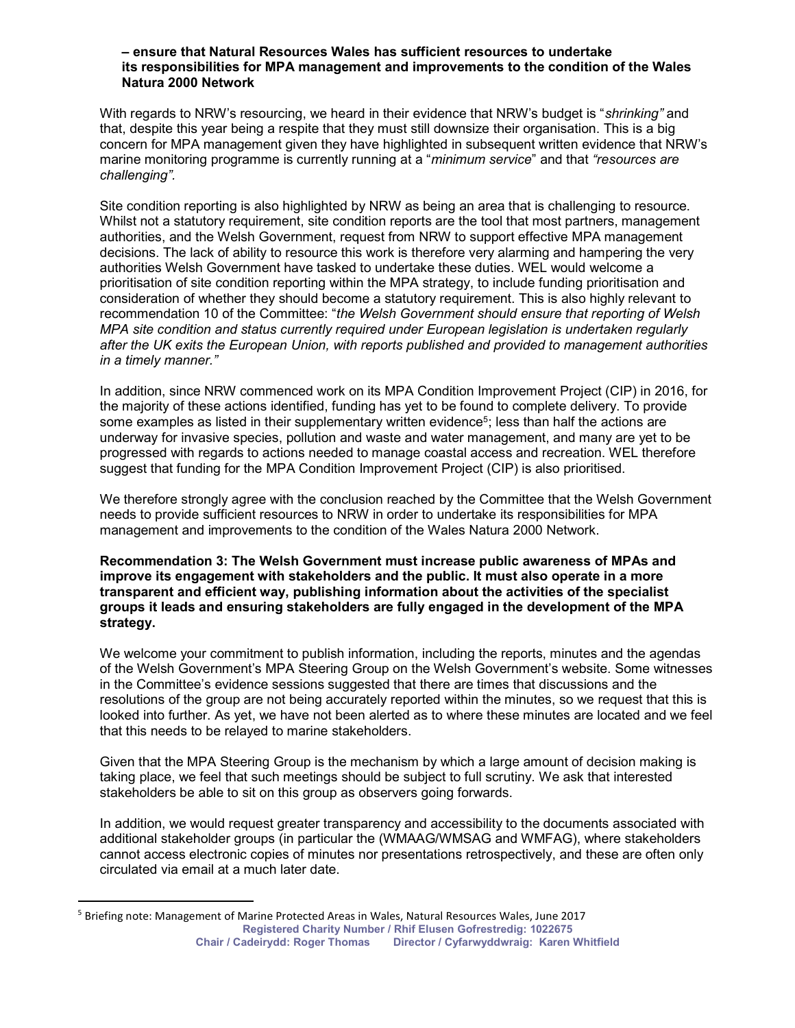**– ensure that Natural Resources Wales has sufficient resources to undertake its responsibilities for MPA management and improvements to the condition of the Wales Natura 2000 Network**

With regards to NRW's resourcing, we heard in their evidence that NRW's budget is "*shrinking"* and that, despite this year being a respite that they must still downsize their organisation. This is a big concern for MPA management given they have highlighted in subsequent written evidence that NRW's marine monitoring programme is currently running at a "*minimum service*" and that *"resources are challenging".*

Site condition reporting is also highlighted by NRW as being an area that is challenging to resource. Whilst not a statutory requirement, site condition reports are the tool that most partners, management authorities, and the Welsh Government, request from NRW to support effective MPA management decisions. The lack of ability to resource this work is therefore very alarming and hampering the very authorities Welsh Government have tasked to undertake these duties. WEL would welcome a prioritisation of site condition reporting within the MPA strategy, to include funding prioritisation and consideration of whether they should become a statutory requirement. This is also highly relevant to recommendation 10 of the Committee: "*the Welsh Government should ensure that reporting of Welsh MPA site condition and status currently required under European legislation is undertaken regularly after the UK exits the European Union, with reports published and provided to management authorities in a timely manner."*

In addition, since NRW commenced work on its MPA Condition Improvement Project (CIP) in 2016, for the majority of these actions identified, funding has yet to be found to complete delivery. To provide some examples as listed in their supplementary written evidence[5]; less than half the actions are underway for invasive species, pollution and waste and water management, and many are yet to be progressed with regards to actions needed to manage coastal access and recreation. WEL therefore suggest that funding for the MPA Condition Improvement Project (CIP) is also prioritised.

We therefore strongly agree with the conclusion reached by the Committee that the Welsh Government needs to provide sufficient resources to NRW in order to undertake its responsibilities for MPA management and improvements to the condition of the Wales Natura 2000 Network.

**Recommendation 3: The Welsh Government must increase public awareness of MPAs and improve its engagement with stakeholders and the public. It must also operate in a more transparent and efficient way, publishing information about the activities of the specialist groups it leads and ensuring stakeholders are fully engaged in the development of the MPA strategy.**

We welcome your commitment to publish information, including the reports, minutes and the agendas of the Welsh Government's MPA Steering Group on the Welsh Government's website. Some witnesses in the Committee's evidence sessions suggested that there are times that discussions and the resolutions of the group are not being accurately reported within the minutes, so we request that this is looked into further. As yet, we have not been alerted as to where these minutes are located and we feel that this needs to be relayed to marine stakeholders.

Given that the MPA Steering Group is the mechanism by which a large amount of decision making is taking place, we feel that such meetings should be subject to full scrutiny. We ask that interested stakeholders be able to sit on this group as observers going forwards.

In addition, we would request greater transparency and accessibility to the documents associated with additional stakeholder groups (in particular the (WMAAG/WMSAG and WMFAG), where stakeholders cannot access electronic copies of minutes nor presentations retrospectively, and these are often only circulated via email at a much later date.

---

[5] Briefing note: Management of Marine Protected Areas in Wales, Natural Resources Wales, June 2017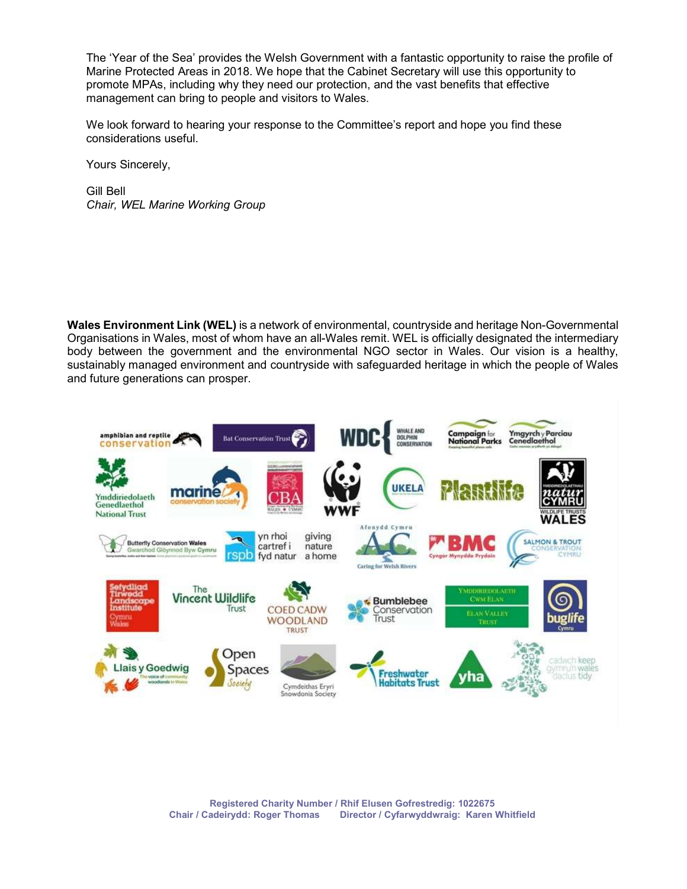The ‘Year of the Sea’ provides the Welsh Government with a fantastic opportunity to raise the profile of Marine Protected Areas in 2018. We hope that the Cabinet Secretary will use this opportunity to promote MPAs, including why they need our protection, and the vast benefits that effective management can bring to people and visitors to Wales.

We look forward to hearing your response to the Committee’s report and hope you find these considerations useful.

Yours Sincerely,

Gill Bell
*Chair, WEL Marine Working Group*

**Wales Environment Link (WEL)** is a network of environmental, countryside and heritage Non-Governmental Organisations in Wales, most of whom have an all-Wales remit. WEL is officially designated the intermediary body between the government and the environmental NGO sector in Wales. Our vision is a healthy, sustainably managed environment and countryside with safeguarded heritage in which the people of Wales and future generations can prosper.

Registered Charity Number / Rhif Elusen Gofrestredig: 1022675
Chair / Cadeirydd: Roger Thomas Director / Cyfarwyddwraig: Karen Whitfield